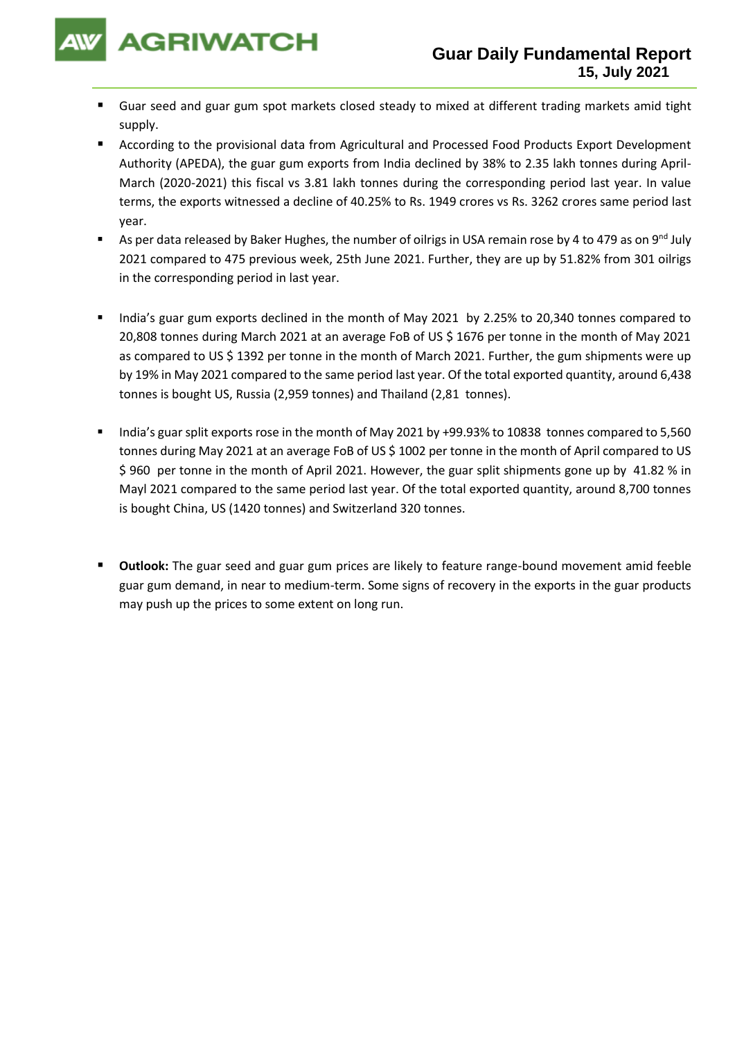# Guar Daily Fundamental Report

**15, July 2021**

- Guar seed and guar gum spot markets closed steady to mixed at different trading markets amid tight supply.
- According to the provisional data from Agricultural and Processed Food Products Export Development Authority (APEDA), the guar gum exports from India declined by 38% to 2.35 lakh tonnes during April-March (2020-2021) this fiscal vs 3.81 lakh tonnes during the corresponding period last year. In value terms, the exports witnessed a decline of 40.25% to Rs. 1949 crores vs Rs. 3262 crores same period last year.
- As per data released by Baker Hughes, the number of oilrigs in USA remain rose by 4 to 479 as on 9nd July 2021 compared to 475 previous week, 25th June 2021. Further, they are up by 51.82% from 301 oilrigs in the corresponding period in last year.
- India's guar gum exports declined in the month of May 2021 by 2.25% to 20,340 tonnes compared to 20,808 tonnes during March 2021 at an average FoB of US $ 1676 per tonne in the month of May 2021 as compared to US $ 1392 per tonne in the month of March 2021. Further, the gum shipments were up by 19% in May 2021 compared to the same period last year. Of the total exported quantity, around 6,438 tonnes is bought US, Russia (2,959 tonnes) and Thailand (2,81 tonnes).
- India's guar split exports rose in the month of May 2021 by +99.93% to 10838 tonnes compared to 5,560 tonnes during May 2021 at an average FoB of US $ 1002 per tonne in the month of April compared to US $ 960 per tonne in the month of April 2021. However, the guar split shipments gone up by 41.82 % in Mayl 2021 compared to the same period last year. Of the total exported quantity, around 8,700 tonnes is bought China, US (1420 tonnes) and Switzerland 320 tonnes.
- **Outlook:** The guar seed and guar gum prices are likely to feature range-bound movement amid feeble guar gum demand, in near to medium-term. Some signs of recovery in the exports in the guar products may push up the prices to some extent on long run.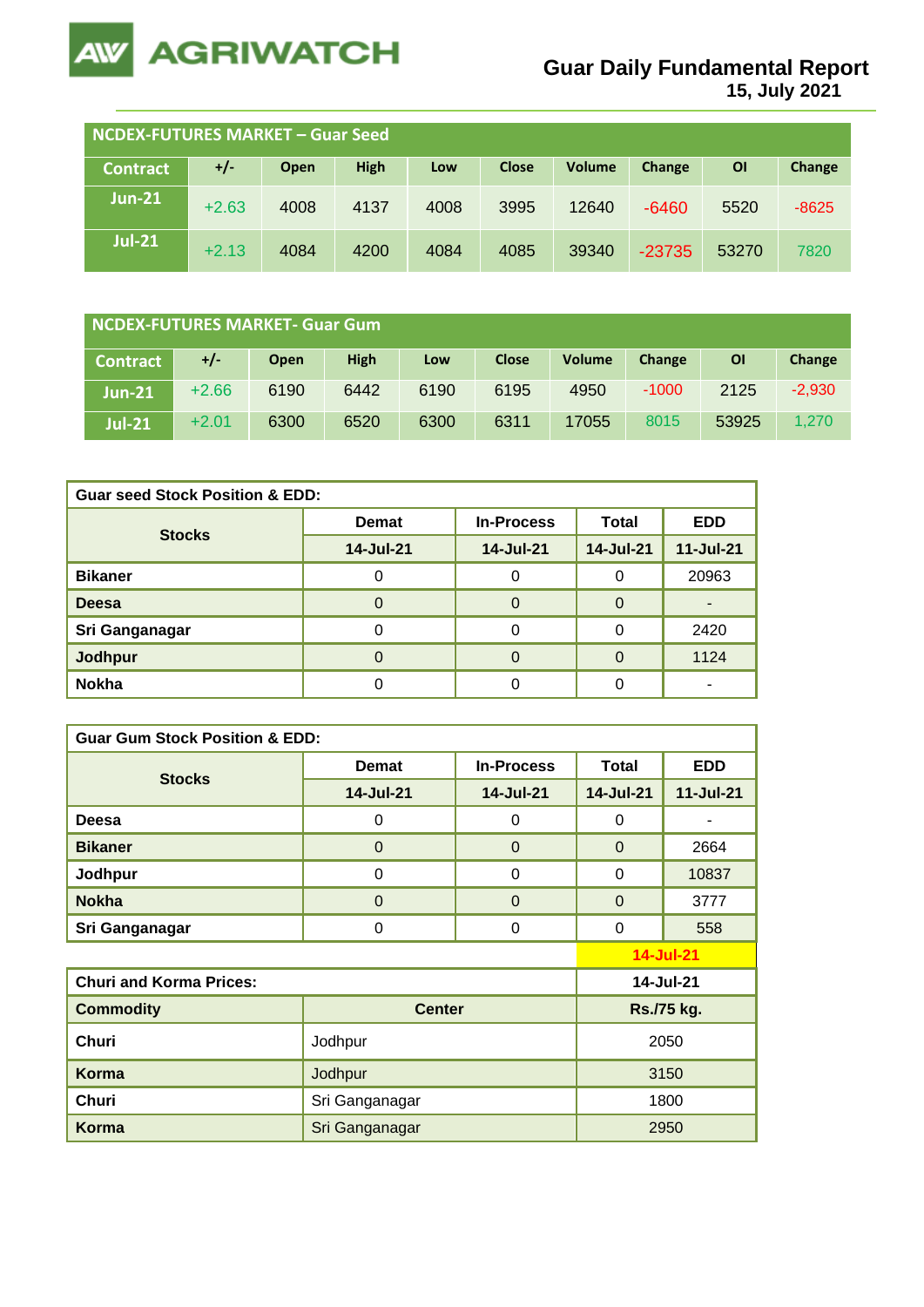# AGRIWATCH

## Guar Daily Fundamental Report
15, July 2021

### NCDEX-FUTURES MARKET – Guar Seed

| Contract | +/- | Open | High | Low | Close | Volume | Change | OI | Change |
|---|---|---|---|---|---|---|---|---|---|
| Jun-21 | +2.63 | 4008 | 4137 | 4008 | 3995 | 12640 | -6460 | 5520 | -8625 |
| Jul-21 | +2.13 | 4084 | 4200 | 4084 | 4085 | 39340 | -23735 | 53270 | 7820 |

### NCDEX-FUTURES MARKET- Guar Gum

| Contract | +/- | Open | High | Low | Close | Volume | Change | OI | Change |
|---|---|---|---|---|---|---|---|---|---|
| Jun-21 | +2.66 | 6190 | 6442 | 6190 | 6195 | 4950 | -1000 | 2125 | -2,930 |
| Jul-21 | +2.01 | 6300 | 6520 | 6300 | 6311 | 17055 | 8015 | 53925 | 1,270 |

### Guar seed Stock Position & EDD:

| Stocks | Demat | In-Process | Total | EDD |
|---|---|---|---|---|
| | 14-Jul-21 | 14-Jul-21 | 14-Jul-21 | 11-Jul-21 |
| Bikaner | 0 | 0 | 0 | 20963 |
| Deesa | 0 | 0 | 0 | - |
| Sri Ganganagar | 0 | 0 | 0 | 2420 |
| Jodhpur | 0 | 0 | 0 | 1124 |
| Nokha | 0 | 0 | 0 | - |

### Guar Gum Stock Position & EDD:

| Stocks | Demat | In-Process | Total | EDD |
|---|---|---|---|---|
| | 14-Jul-21 | 14-Jul-21 | 14-Jul-21 | 11-Jul-21 |
| Deesa | 0 | 0 | 0 | - |
| Bikaner | 0 | 0 | 0 | 2664 |
| Jodhpur | 0 | 0 | 0 | 10837 |
| Nokha | 0 | 0 | 0 | 3777 |
| Sri Ganganagar | 0 | 0 | 0 | 558 |

14-Jul-21

### Churi and Korma Prices:

| Commodity | Center | Rs./75 kg. (14-Jul-21) |
|---|---|---|
| Churi | Jodhpur | 2050 |
| Korma | Jodhpur | 3150 |
| Churi | Sri Ganganagar | 1800 |
| Korma | Sri Ganganagar | 2950 |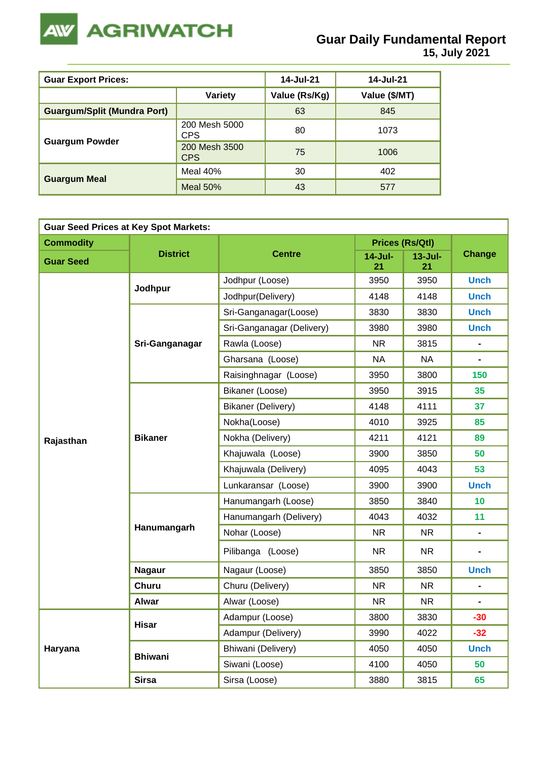# Guar Daily Fundamental Report
**15, July 2021**

| Guar Export Prices: | | 14-Jul-21 | 14-Jul-21 |
|---|---|---|---|
| | Variety | Value (Rs/Kg) | Value ($/MT) |
| Guargum/Split (Mundra Port) | | 63 | 845 |
| Guargum Powder | 200 Mesh 5000 CPS | 80 | 1073 |
| | 200 Mesh 3500 CPS | 75 | 1006 |
| Guargum Meal | Meal 40% | 30 | 402 |
| | Meal 50% | 43 | 577 |

| Guar Seed Prices at Key Spot Markets: | | | | | |
|---|---|---|---|---|---|
| Commodity | District | Centre | Prices (Rs/Qtl) | | Change |
| Guar Seed | | | 14-Jul-21 | 13-Jul-21 | |
| Rajasthan | Jodhpur | Jodhpur (Loose) | 3950 | 3950 | Unch |
| | | Jodhpur(Delivery) | 4148 | 4148 | Unch |
| | Sri-Ganganagar | Sri-Ganganagar(Loose) | 3830 | 3830 | Unch |
| | | Sri-Ganganagar (Delivery) | 3980 | 3980 | Unch |
| | | Rawla (Loose) | NR | 3815 | - |
| | | Gharsana (Loose) | NA | NA | - |
| | | Raisinghnagar (Loose) | 3950 | 3800 | 150 |
| | Bikaner | Bikaner (Loose) | 3950 | 3915 | 35 |
| | | Bikaner (Delivery) | 4148 | 4111 | 37 |
| | | Nokha(Loose) | 4010 | 3925 | 85 |
| | | Nokha (Delivery) | 4211 | 4121 | 89 |
| | | Khajuwala (Loose) | 3900 | 3850 | 50 |
| | | Khajuwala (Delivery) | 4095 | 4043 | 53 |
| | | Lunkaransar (Loose) | 3900 | 3900 | Unch |
| | Hanumangarh | Hanumangarh (Loose) | 3850 | 3840 | 10 |
| | | Hanumangarh (Delivery) | 4043 | 4032 | 11 |
| | | Nohar (Loose) | NR | NR | - |
| | | Pilibanga (Loose) | NR | NR | - |
| | Nagaur | Nagaur (Loose) | 3850 | 3850 | Unch |
| | Churu | Churu (Delivery) | NR | NR | - |
| | Alwar | Alwar (Loose) | NR | NR | - |
| Haryana | Hisar | Adampur (Loose) | 3800 | 3830 | -30 |
| | | Adampur (Delivery) | 3990 | 4022 | -32 |
| | Bhiwani | Bhiwani (Delivery) | 4050 | 4050 | Unch |
| | | Siwani (Loose) | 4100 | 4050 | 50 |
| | Sirsa | Sirsa (Loose) | 3880 | 3815 | 65 |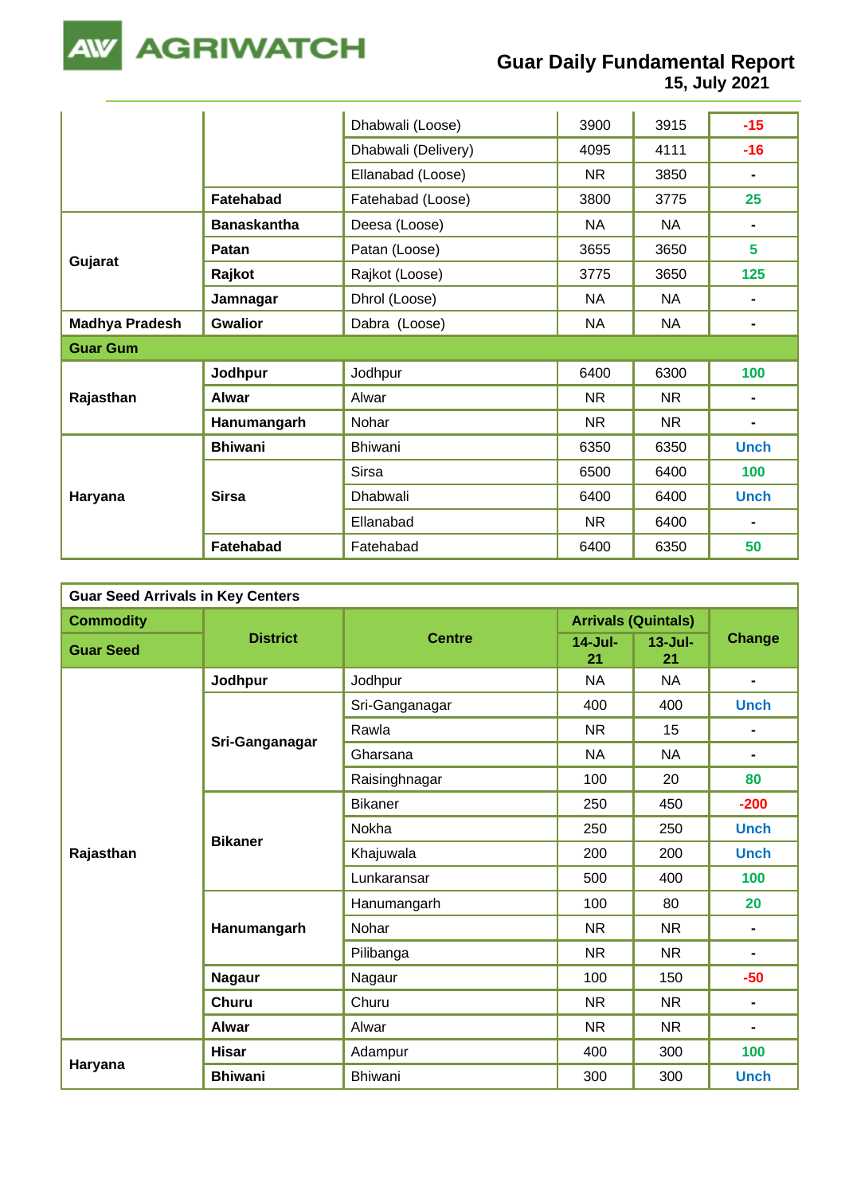|  |  | Dhabwali (Loose) | 3900 | 3915 | -15 |
|---|---|---|---|---|---|
|  |  | Dhabwali (Delivery) | 4095 | 4111 | -16 |
|  |  | Ellanabad (Loose) | NR | 3850 | - |
|  | **Fatehabad** | Fatehabad (Loose) | 3800 | 3775 | 25 |
| **Gujarat** | **Banaskantha** | Deesa (Loose) | NA | NA | - |
|  | **Patan** | Patan (Loose) | 3655 | 3650 | 5 |
|  | **Rajkot** | Rajkot (Loose) | 3775 | 3650 | 125 |
|  | **Jamnagar** | Dhrol (Loose) | NA | NA | - |
| **Madhya Pradesh** | **Gwalior** | Dabra (Loose) | NA | NA | - |
| **Guar Gum** |  |  |  |  |  |
| **Rajasthan** | **Jodhpur** | Jodhpur | 6400 | 6300 | 100 |
|  | **Alwar** | Alwar | NR | NR | - |
|  | **Hanumangarh** | Nohar | NR | NR | - |
| **Haryana** | **Bhiwani** | Bhiwani | 6350 | 6350 | Unch |
|  | **Sirsa** | Sirsa | 6500 | 6400 | 100 |
|  |  | Dhabwali | 6400 | 6400 | Unch |
|  |  | Ellanabad | NR | 6400 | - |
|  | **Fatehabad** | Fatehabad | 6400 | 6350 | 50 |

| **Guar Seed Arrivals in Key Centers** |  |  |  |  |  |
|---|---|---|---|---|---|
| **Commodity** | **District** | **Centre** | **Arrivals (Quintals)** |  | **Change** |
| **Guar Seed** |  |  | **14-Jul-21** | **13-Jul-21** |  |
| **Rajasthan** | **Jodhpur** | Jodhpur | NA | NA | - |
|  | **Sri-Ganganagar** | Sri-Ganganagar | 400 | 400 | Unch |
|  |  | Rawla | NR | 15 | - |
|  |  | Gharsana | NA | NA | - |
|  |  | Raisinghnagar | 100 | 20 | 80 |
|  | **Bikaner** | Bikaner | 250 | 450 | -200 |
|  |  | Nokha | 250 | 250 | Unch |
|  |  | Khajuwala | 200 | 200 | Unch |
|  |  | Lunkaransar | 500 | 400 | 100 |
|  | **Hanumangarh** | Hanumangarh | 100 | 80 | 20 |
|  |  | Nohar | NR | NR | - |
|  |  | Pilibanga | NR | NR | - |
|  | **Nagaur** | Nagaur | 100 | 150 | -50 |
|  | **Churu** | Churu | NR | NR | - |
|  | **Alwar** | Alwar | NR | NR | - |
| **Haryana** | **Hisar** | Adampur | 400 | 300 | 100 |
|  | **Bhiwani** | Bhiwani | 300 | 300 | Unch |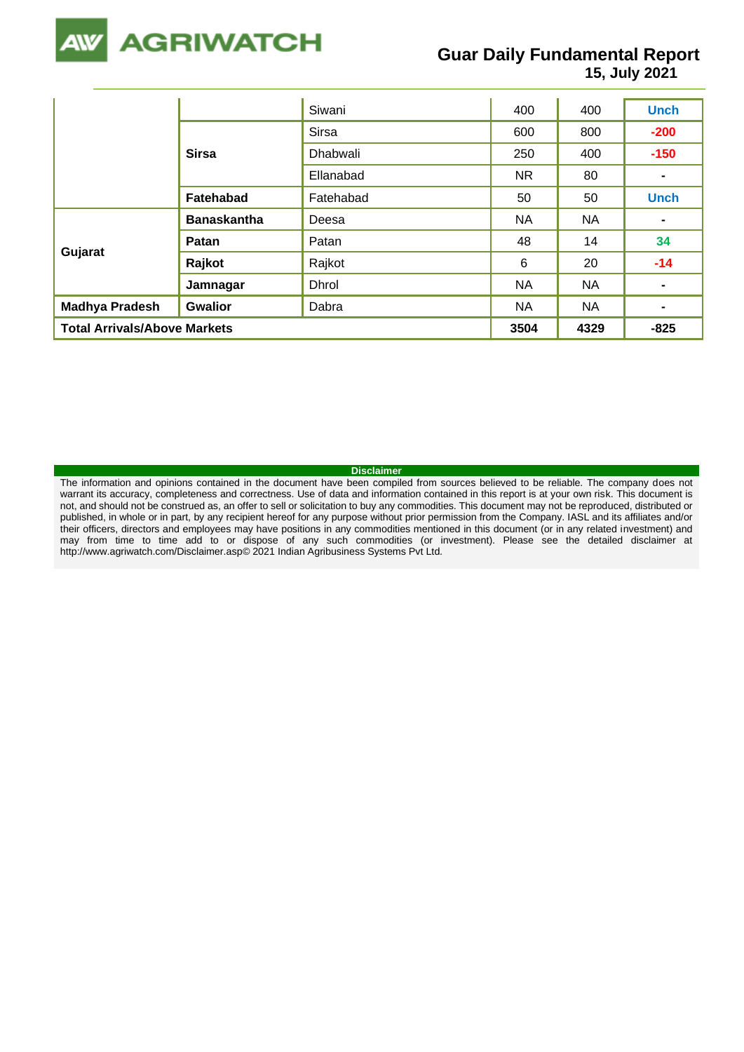| | | | | | |
|---|---|---|---|---|---|
| | | Siwani | 400 | 400 | Unch |
| | Sirsa | Sirsa | 600 | 800 | -200 |
| | | Dhabwali | 250 | 400 | -150 |
| | | Ellanabad | NR | 80 | - |
| | Fatehabad | Fatehabad | 50 | 50 | Unch |
| Gujarat | Banaskantha | Deesa | NA | NA | - |
| | Patan | Patan | 48 | 14 | 34 |
| | Rajkot | Rajkot | 6 | 20 | -14 |
| | Jamnagar | Dhrol | NA | NA | - |
| Madhya Pradesh | Gwalior | Dabra | NA | NA | - |
| **Total Arrivals/Above Markets** | | | **3504** | **4329** | **-825** |

**Disclaimer**

The information and opinions contained in the document have been compiled from sources believed to be reliable. The company does not warrant its accuracy, completeness and correctness. Use of data and information contained in this report is at your own risk. This document is not, and should not be construed as, an offer to sell or solicitation to buy any commodities. This document may not be reproduced, distributed or published, in whole or in part, by any recipient hereof for any purpose without prior permission from the Company. IASL and its affiliates and/or their officers, directors and employees may have positions in any commodities mentioned in this document (or in any related investment) and may from time to time add to or dispose of any such commodities (or investment). Please see the detailed disclaimer at http://www.agriwatch.com/Disclaimer.asp© 2021 Indian Agribusiness Systems Pvt Ltd.